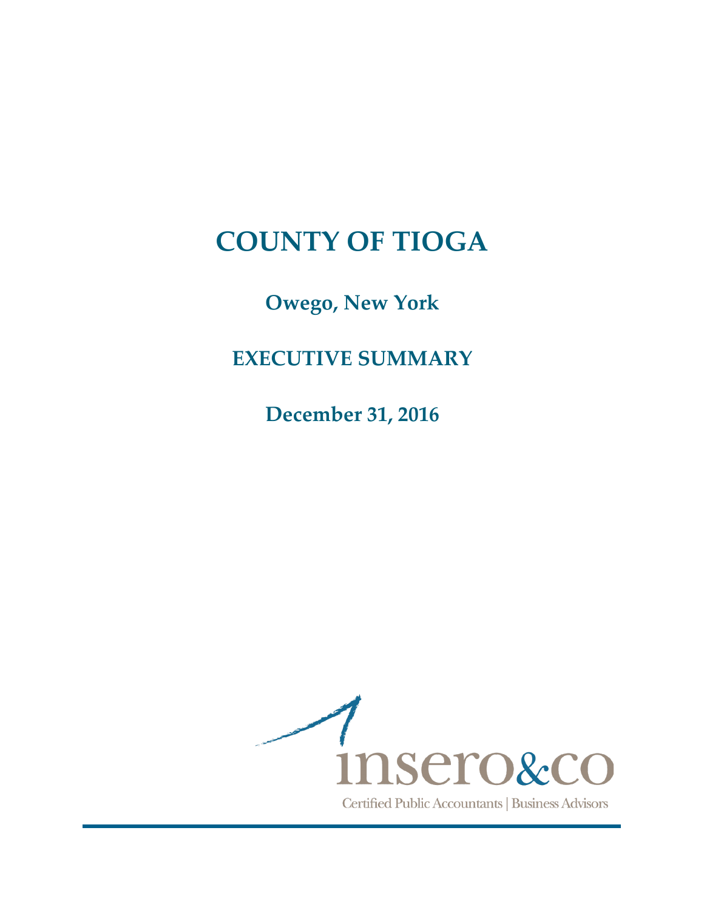# COUNTY OF TIOGA

## Owego, New York

## EXECUTIVE SUMMARY

## December 31, 2016

insero&co

Certified Public Accountants | Business Advisors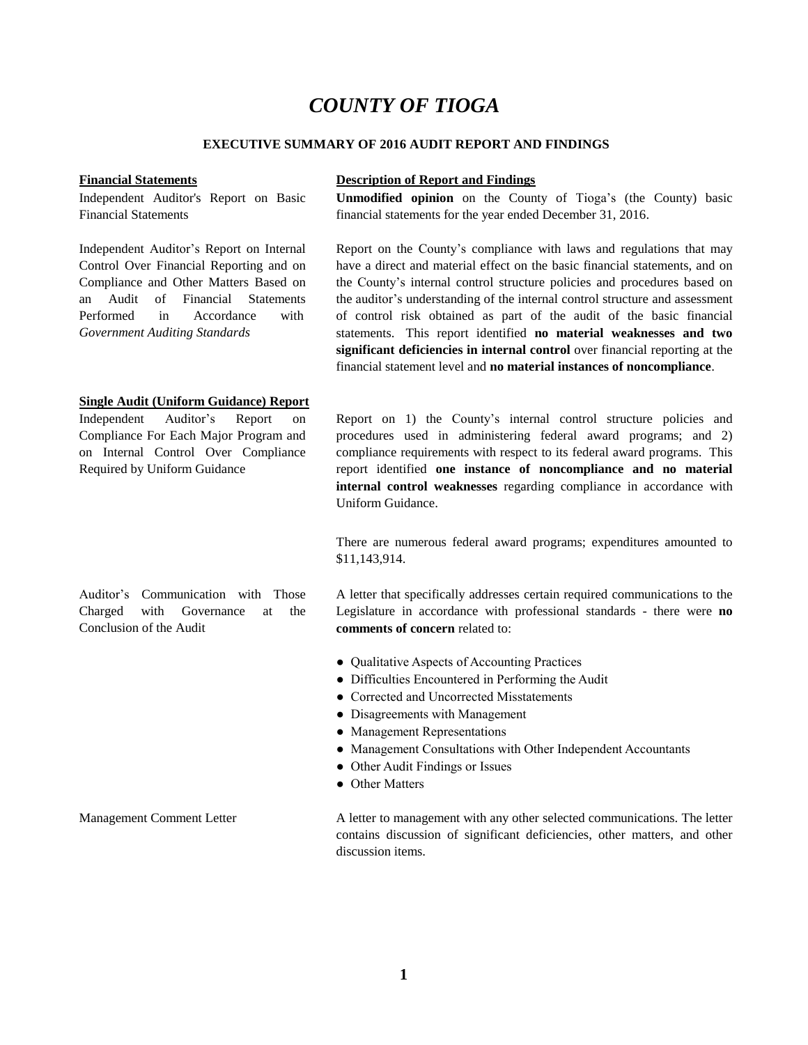# *COUNTY OF TIOGA*

## EXECUTIVE SUMMARY OF 2016 AUDIT REPORT AND FINDINGS

| **Financial Statements** | **Description of Report and Findings** |
| --- | --- |
| Independent Auditor's Report on Basic Financial Statements | **Unmodified opinion** on the County of Tioga's (the County) basic financial statements for the year ended December 31, 2016. |
| Independent Auditor's Report on Internal Control Over Financial Reporting and on Compliance and Other Matters Based on an Audit of Financial Statements Performed in Accordance with *Government Auditing Standards* | Report on the County's compliance with laws and regulations that may have a direct and material effect on the basic financial statements, and on the County's internal control structure policies and procedures based on the auditor's understanding of the internal control structure and assessment of control risk obtained as part of the audit of the basic financial statements. This report identified **no material weaknesses and two significant deficiencies in internal control** over financial reporting at the financial statement level and **no material instances of noncompliance**. |
| **Single Audit (Uniform Guidance) Report** | |
| Independent Auditor's Report on Compliance For Each Major Program and on Internal Control Over Compliance Required by Uniform Guidance | Report on 1) the County's internal control structure policies and procedures used in administering federal award programs; and 2) compliance requirements with respect to its federal award programs. This report identified **one instance of noncompliance and no material internal control weaknesses** regarding compliance in accordance with Uniform Guidance. |
| | There are numerous federal award programs; expenditures amounted to $11,143,914. |
| Auditor's Communication with Those Charged with Governance at the Conclusion of the Audit | A letter that specifically addresses certain required communications to the Legislature in accordance with professional standards - there were **no comments of concern** related to: |

- Qualitative Aspects of Accounting Practices
- Difficulties Encountered in Performing the Audit
- Corrected and Uncorrected Misstatements
- Disagreements with Management
- Management Representations
- Management Consultations with Other Independent Accountants
- Other Audit Findings or Issues
- Other Matters

| | |
| --- | --- |
| Management Comment Letter | A letter to management with any other selected communications. The letter contains discussion of significant deficiencies, other matters, and other discussion items. |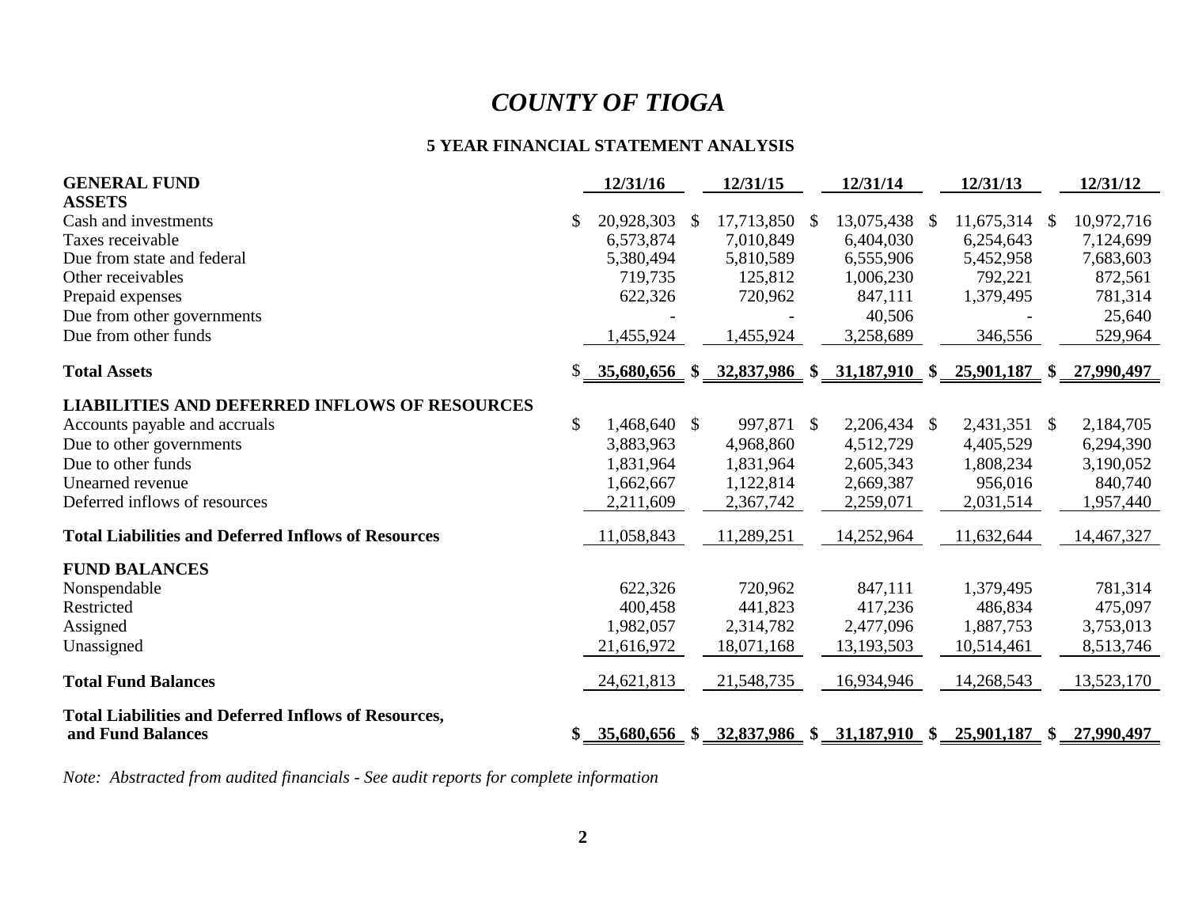# *COUNTY OF TIOGA*

### 5 YEAR FINANCIAL STATEMENT ANALYSIS

| **GENERAL FUND** | **12/31/16** | **12/31/15** | **12/31/14** | **12/31/13** | **12/31/12** |
|---|---|---|---|---|---|
| **ASSETS** | | | | | |
| Cash and investments | $ 20,928,303 | $ 17,713,850 | $ 13,075,438 | $ 11,675,314 | $ 10,972,716 |
| Taxes receivable | 6,573,874 | 7,010,849 | 6,404,030 | 6,254,643 | 7,124,699 |
| Due from state and federal | 5,380,494 | 5,810,589 | 6,555,906 | 5,452,958 | 7,683,603 |
| Other receivables | 719,735 | 125,812 | 1,006,230 | 792,221 | 872,561 |
| Prepaid expenses | 622,326 | 720,962 | 847,111 | 1,379,495 | 781,314 |
| Due from other governments | - | - | 40,506 | - | 25,640 |
| Due from other funds | 1,455,924 | 1,455,924 | 3,258,689 | 346,556 | 529,964 |
| **Total Assets** | **$ 35,680,656** | **$ 32,837,986** | **$ 31,187,910** | **$ 25,901,187** | **$ 27,990,497** |
| **LIABILITIES AND DEFERRED INFLOWS OF RESOURCES** | | | | | |
| Accounts payable and accruals | $ 1,468,640 | $ 997,871 | $ 2,206,434 | $ 2,431,351 | $ 2,184,705 |
| Due to other governments | 3,883,963 | 4,968,860 | 4,512,729 | 4,405,529 | 6,294,390 |
| Due to other funds | 1,831,964 | 1,831,964 | 2,605,343 | 1,808,234 | 3,190,052 |
| Unearned revenue | 1,662,667 | 1,122,814 | 2,669,387 | 956,016 | 840,740 |
| Deferred inflows of resources | 2,211,609 | 2,367,742 | 2,259,071 | 2,031,514 | 1,957,440 |
| **Total Liabilities and Deferred Inflows of Resources** | 11,058,843 | 11,289,251 | 14,252,964 | 11,632,644 | 14,467,327 |
| **FUND BALANCES** | | | | | |
| Nonspendable | 622,326 | 720,962 | 847,111 | 1,379,495 | 781,314 |
| Restricted | 400,458 | 441,823 | 417,236 | 486,834 | 475,097 |
| Assigned | 1,982,057 | 2,314,782 | 2,477,096 | 1,887,753 | 3,753,013 |
| Unassigned | 21,616,972 | 18,071,168 | 13,193,503 | 10,514,461 | 8,513,746 |
| **Total Fund Balances** | 24,621,813 | 21,548,735 | 16,934,946 | 14,268,543 | 13,523,170 |
| **Total Liabilities and Deferred Inflows of Resources, and Fund Balances** | **$ 35,680,656** | **$ 32,837,986** | **$ 31,187,910** | **$ 25,901,187** | **$ 27,990,497** |

*Note: Abstracted from audited financials - See audit reports for complete information*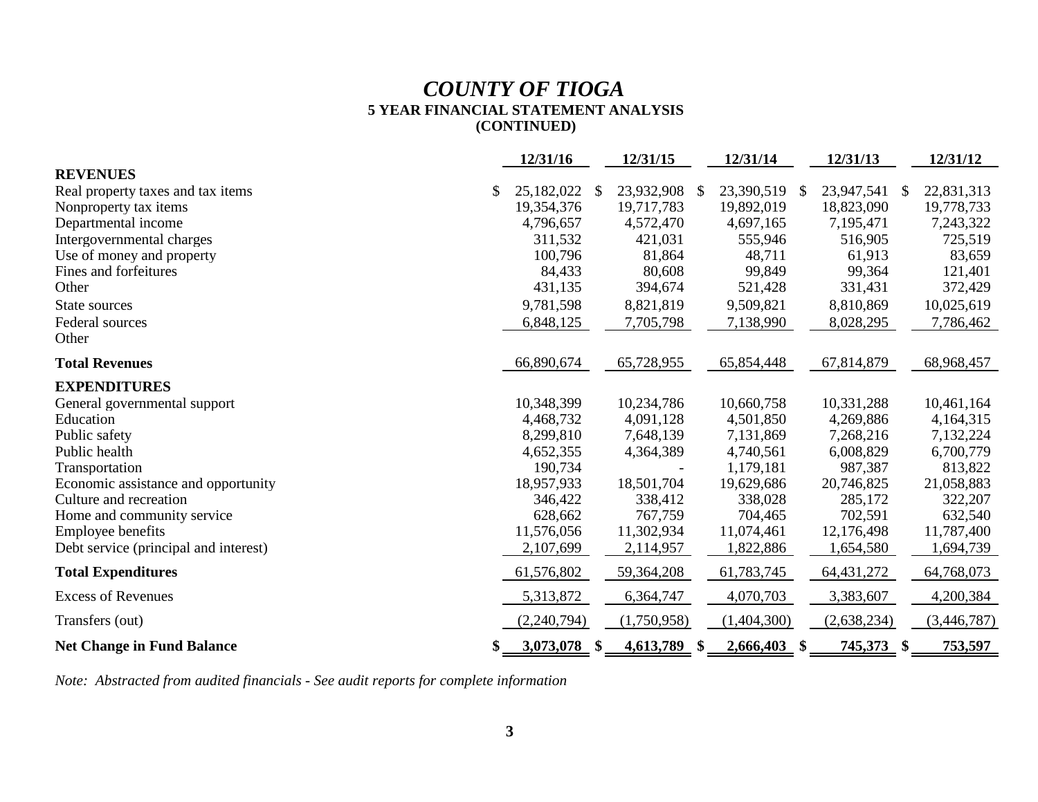# *COUNTY OF TIOGA*

**5 YEAR FINANCIAL STATEMENT ANALYSIS**
**(CONTINUED)**

| | 12/31/16 | 12/31/15 | 12/31/14 | 12/31/13 | 12/31/12 |
|---|---|---|---|---|---|
| **REVENUES** | | | | | |
| Real property taxes and tax items | $ 25,182,022 | $ 23,932,908 | $ 23,390,519 | $ 23,947,541 | $ 22,831,313 |
| Nonproperty tax items | 19,354,376 | 19,717,783 | 19,892,019 | 18,823,090 | 19,778,733 |
| Departmental income | 4,796,657 | 4,572,470 | 4,697,165 | 7,195,471 | 7,243,322 |
| Intergovernmental charges | 311,532 | 421,031 | 555,946 | 516,905 | 725,519 |
| Use of money and property | 100,796 | 81,864 | 48,711 | 61,913 | 83,659 |
| Fines and forfeitures | 84,433 | 80,608 | 99,849 | 99,364 | 121,401 |
| Other | 431,135 | 394,674 | 521,428 | 331,431 | 372,429 |
| State sources | 9,781,598 | 8,821,819 | 9,509,821 | 8,810,869 | 10,025,619 |
| Federal sources | 6,848,125 | 7,705,798 | 7,138,990 | 8,028,295 | 7,786,462 |
| Other | | | | | |
| **Total Revenues** | 66,890,674 | 65,728,955 | 65,854,448 | 67,814,879 | 68,968,457 |
| **EXPENDITURES** | | | | | |
| General governmental support | 10,348,399 | 10,234,786 | 10,660,758 | 10,331,288 | 10,461,164 |
| Education | 4,468,732 | 4,091,128 | 4,501,850 | 4,269,886 | 4,164,315 |
| Public safety | 8,299,810 | 7,648,139 | 7,131,869 | 7,268,216 | 7,132,224 |
| Public health | 4,652,355 | 4,364,389 | 4,740,561 | 6,008,829 | 6,700,779 |
| Transportation | 190,734 | - | 1,179,181 | 987,387 | 813,822 |
| Economic assistance and opportunity | 18,957,933 | 18,501,704 | 19,629,686 | 20,746,825 | 21,058,883 |
| Culture and recreation | 346,422 | 338,412 | 338,028 | 285,172 | 322,207 |
| Home and community service | 628,662 | 767,759 | 704,465 | 702,591 | 632,540 |
| Employee benefits | 11,576,056 | 11,302,934 | 11,074,461 | 12,176,498 | 11,787,400 |
| Debt service (principal and interest) | 2,107,699 | 2,114,957 | 1,822,886 | 1,654,580 | 1,694,739 |
| **Total Expenditures** | 61,576,802 | 59,364,208 | 61,783,745 | 64,431,272 | 64,768,073 |
| Excess of Revenues | 5,313,872 | 6,364,747 | 4,070,703 | 3,383,607 | 4,200,384 |
| Transfers (out) | (2,240,794) | (1,750,958) | (1,404,300) | (2,638,234) | (3,446,787) |
| **Net Change in Fund Balance** | **$ 3,073,078** | **$ 4,613,789** | **$ 2,666,403** | **$ 745,373** | **$ 753,597** |

*Note: Abstracted from audited financials - See audit reports for complete information*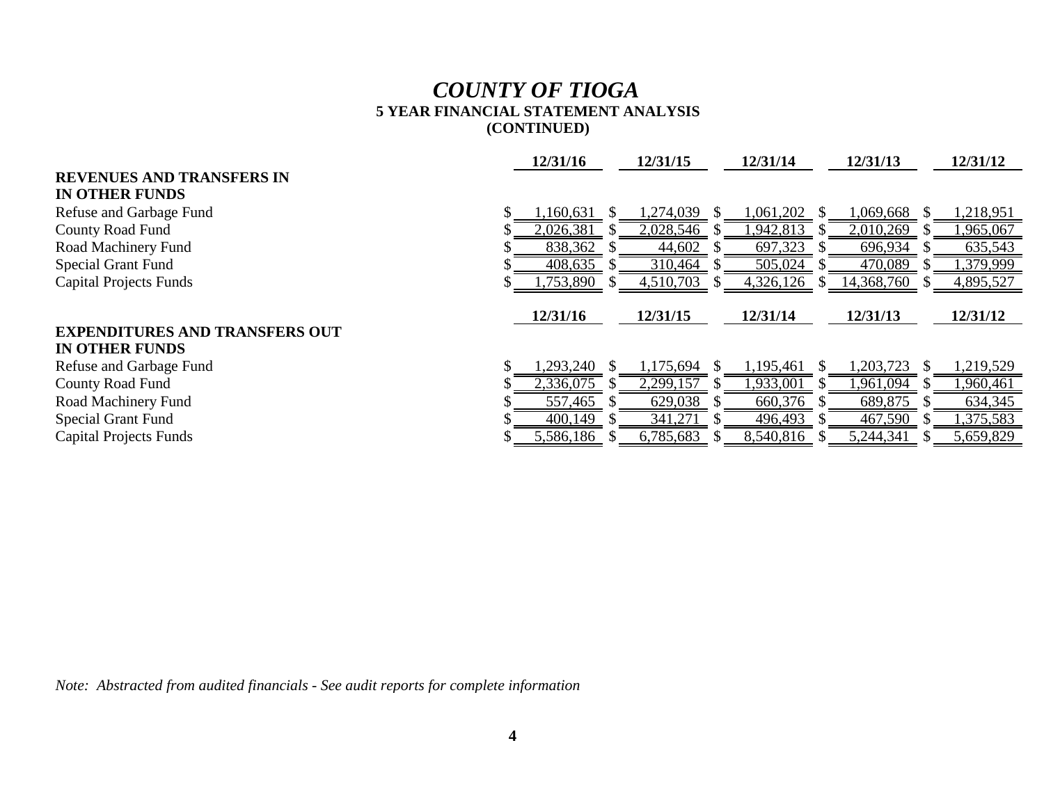# *COUNTY OF TIOGA*

**5 YEAR FINANCIAL STATEMENT ANALYSIS**

**(CONTINUED)**

| | 12/31/16 | 12/31/15 | 12/31/14 | 12/31/13 | 12/31/12 |
|---|---|---|---|---|---|
| **REVENUES AND TRANSFERS IN IN OTHER FUNDS** | | | | | |
| Refuse and Garbage Fund | $ 1,160,631 | $ 1,274,039 | $ 1,061,202 | $ 1,069,668 | $ 1,218,951 |
| County Road Fund | $ 2,026,381 | $ 2,028,546 | $ 1,942,813 | $ 2,010,269 | $ 1,965,067 |
| Road Machinery Fund | $ 838,362 | $ 44,602 | $ 697,323 | $ 696,934 | $ 635,543 |
| Special Grant Fund | $ 408,635 | $ 310,464 | $ 505,024 | $ 470,089 | $ 1,379,999 |
| Capital Projects Funds | $ 1,753,890 | $ 4,510,703 | $ 4,326,126 | $ 14,368,760 | $ 4,895,527 |

| | 12/31/16 | 12/31/15 | 12/31/14 | 12/31/13 | 12/31/12 |
|---|---|---|---|---|---|
| **EXPENDITURES AND TRANSFERS OUT IN OTHER FUNDS** | | | | | |
| Refuse and Garbage Fund | $ 1,293,240 | $ 1,175,694 | $ 1,195,461 | $ 1,203,723 | $ 1,219,529 |
| County Road Fund | $ 2,336,075 | $ 2,299,157 | $ 1,933,001 | $ 1,961,094 | $ 1,960,461 |
| Road Machinery Fund | $ 557,465 | $ 629,038 | $ 660,376 | $ 689,875 | $ 634,345 |
| Special Grant Fund | $ 400,149 | $ 341,271 | $ 496,493 | $ 467,590 | $ 1,375,583 |
| Capital Projects Funds | $ 5,586,186 | $ 6,785,683 | $ 8,540,816 | $ 5,244,341 | $ 5,659,829 |

*Note: Abstracted from audited financials - See audit reports for complete information*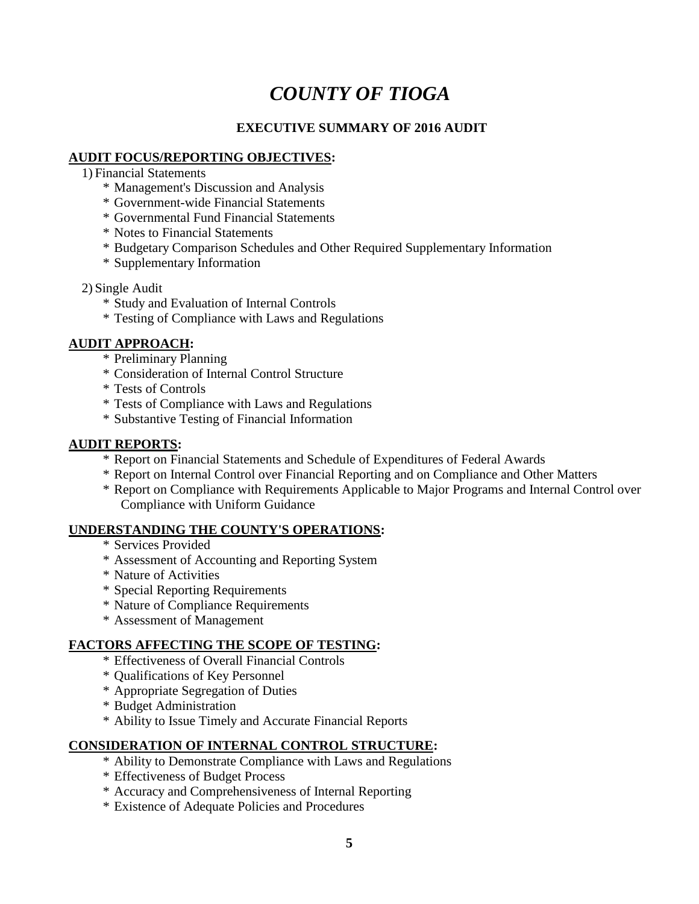# *COUNTY OF TIOGA*

## EXECUTIVE SUMMARY OF 2016 AUDIT

**AUDIT FOCUS/REPORTING OBJECTIVES:**

1) Financial Statements
   * Management's Discussion and Analysis
   * Government-wide Financial Statements
   * Governmental Fund Financial Statements
   * Notes to Financial Statements
   * Budgetary Comparison Schedules and Other Required Supplementary Information
   * Supplementary Information

2) Single Audit
   * Study and Evaluation of Internal Controls
   * Testing of Compliance with Laws and Regulations

**AUDIT APPROACH:**

* Preliminary Planning
* Consideration of Internal Control Structure
* Tests of Controls
* Tests of Compliance with Laws and Regulations
* Substantive Testing of Financial Information

**AUDIT REPORTS:**

* Report on Financial Statements and Schedule of Expenditures of Federal Awards
* Report on Internal Control over Financial Reporting and on Compliance and Other Matters
* Report on Compliance with Requirements Applicable to Major Programs and Internal Control over Compliance with Uniform Guidance

**UNDERSTANDING THE COUNTY'S OPERATIONS:**

* Services Provided
* Assessment of Accounting and Reporting System
* Nature of Activities
* Special Reporting Requirements
* Nature of Compliance Requirements
* Assessment of Management

**FACTORS AFFECTING THE SCOPE OF TESTING:**

* Effectiveness of Overall Financial Controls
* Qualifications of Key Personnel
* Appropriate Segregation of Duties
* Budget Administration
* Ability to Issue Timely and Accurate Financial Reports

**CONSIDERATION OF INTERNAL CONTROL STRUCTURE:**

* Ability to Demonstrate Compliance with Laws and Regulations
* Effectiveness of Budget Process
* Accuracy and Comprehensiveness of Internal Reporting
* Existence of Adequate Policies and Procedures